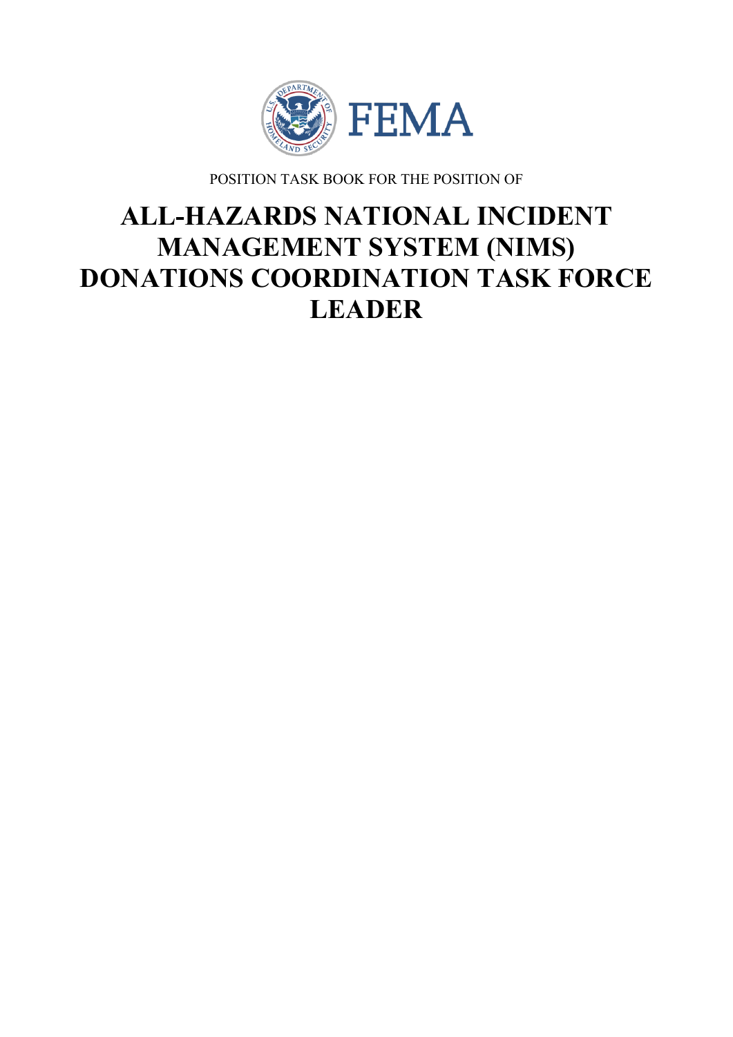FEMA

POSITION TASK BOOK FOR THE POSITION OF

# ALL-HAZARDS NATIONAL INCIDENT MANAGEMENT SYSTEM (NIMS) DONATIONS COORDINATION TASK FORCE LEADER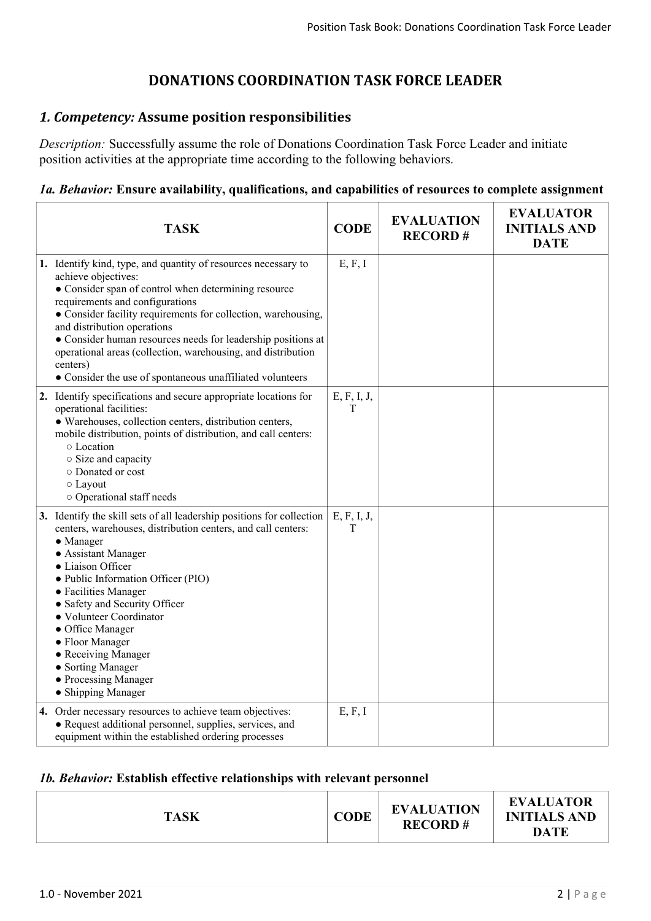# DONATIONS COORDINATION TASK FORCE LEADER

## *1. Competency:* Assume position responsibilities

*Description:* Successfully assume the role of Donations Coordination Task Force Leader and initiate position activities at the appropriate time according to the following behaviors.

### *1a. Behavior:* Ensure availability, qualifications, and capabilities of resources to complete assignment

| TASK | CODE | EVALUATION RECORD # | EVALUATOR INITIALS AND DATE |
|---|---|---|---|
| **1.** Identify kind, type, and quantity of resources necessary to achieve objectives:<br>● Consider span of control when determining resource requirements and configurations<br>● Consider facility requirements for collection, warehousing, and distribution operations<br>● Consider human resources needs for leadership positions at operational areas (collection, warehousing, and distribution centers)<br>● Consider the use of spontaneous unaffiliated volunteers | E, F, I | | |
| **2.** Identify specifications and secure appropriate locations for operational facilities:<br>● Warehouses, collection centers, distribution centers, mobile distribution, points of distribution, and call centers:<br>○ Location<br>○ Size and capacity<br>○ Donated or cost<br>○ Layout<br>○ Operational staff needs | E, F, I, J, T | | |
| **3.** Identify the skill sets of all leadership positions for collection centers, warehouses, distribution centers, and call centers:<br>● Manager<br>● Assistant Manager<br>● Liaison Officer<br>● Public Information Officer (PIO)<br>● Facilities Manager<br>● Safety and Security Officer<br>● Volunteer Coordinator<br>● Office Manager<br>● Floor Manager<br>● Receiving Manager<br>● Sorting Manager<br>● Processing Manager<br>● Shipping Manager | E, F, I, J, T | | |
| **4.** Order necessary resources to achieve team objectives:<br>● Request additional personnel, supplies, services, and equipment within the established ordering processes | E, F, I | | |

### *1b. Behavior:* Establish effective relationships with relevant personnel

| TASK | CODE | EVALUATION RECORD # | EVALUATOR INITIALS AND DATE |
|---|---|---|---|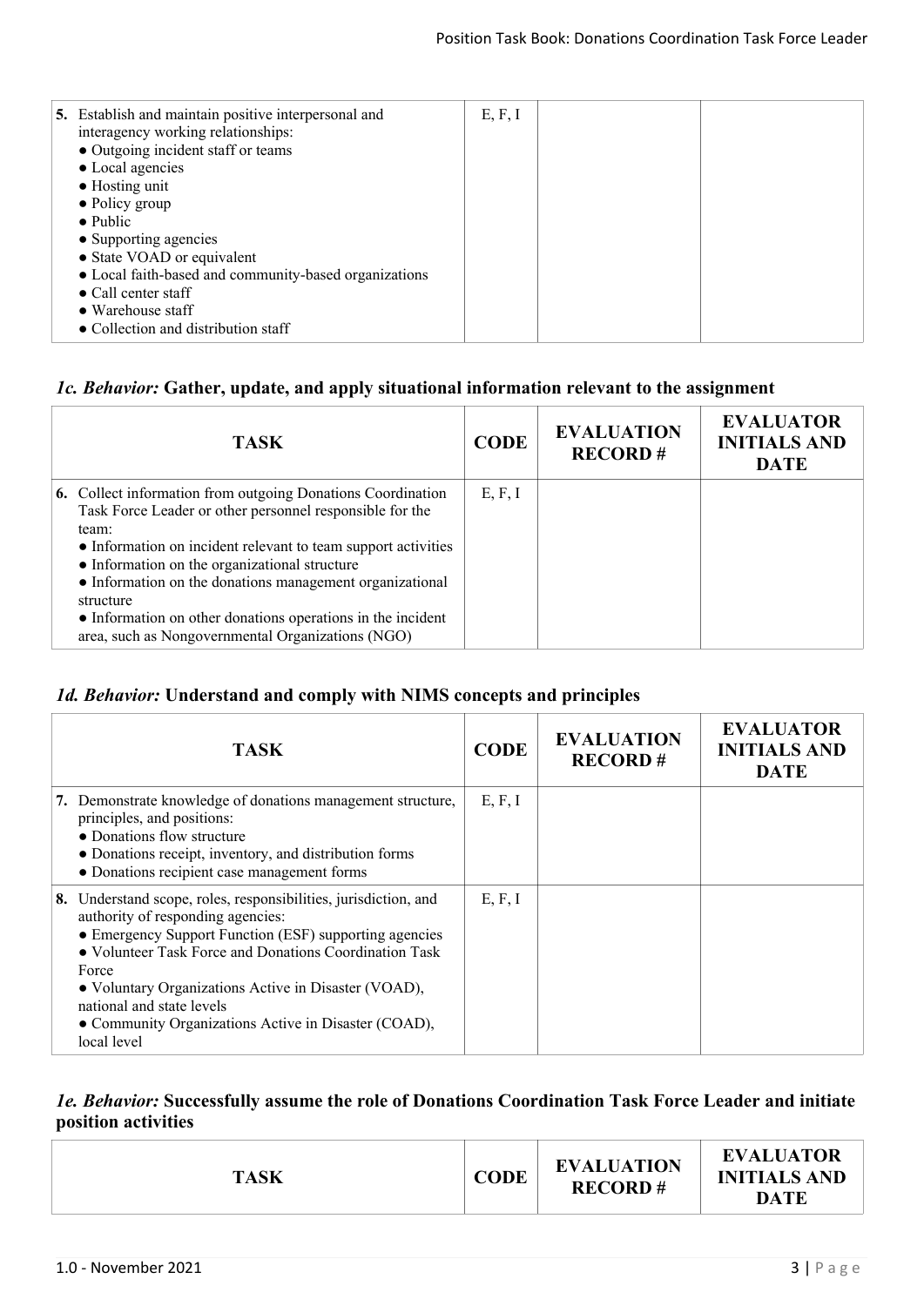| TASK | CODE | EVALUATION RECORD # | EVALUATOR INITIALS AND DATE |
|---|---|---|---|
| **5.** Establish and maintain positive interpersonal and interagency working relationships: ● Outgoing incident staff or teams ● Local agencies ● Hosting unit ● Policy group ● Public ● Supporting agencies ● State VOAD or equivalent ● Local faith-based and community-based organizations ● Call center staff ● Warehouse staff ● Collection and distribution staff | E, F, I | | |

### *1c. Behavior:* **Gather, update, and apply situational information relevant to the assignment**

| TASK | CODE | EVALUATION RECORD # | EVALUATOR INITIALS AND DATE |
|---|---|---|---|
| **6.** Collect information from outgoing Donations Coordination Task Force Leader or other personnel responsible for the team: ● Information on incident relevant to team support activities ● Information on the organizational structure ● Information on the donations management organizational structure ● Information on other donations operations in the incident area, such as Nongovernmental Organizations (NGO) | E, F, I | | |

### *1d. Behavior:* **Understand and comply with NIMS concepts and principles**

| TASK | CODE | EVALUATION RECORD # | EVALUATOR INITIALS AND DATE |
|---|---|---|---|
| **7.** Demonstrate knowledge of donations management structure, principles, and positions: ● Donations flow structure ● Donations receipt, inventory, and distribution forms ● Donations recipient case management forms | E, F, I | | |
| **8.** Understand scope, roles, responsibilities, jurisdiction, and authority of responding agencies: ● Emergency Support Function (ESF) supporting agencies ● Volunteer Task Force and Donations Coordination Task Force ● Voluntary Organizations Active in Disaster (VOAD), national and state levels ● Community Organizations Active in Disaster (COAD), local level | E, F, I | | |

### *1e. Behavior:* **Successfully assume the role of Donations Coordination Task Force Leader and initiate position activities**

| TASK | CODE | EVALUATION RECORD # | EVALUATOR INITIALS AND DATE |
|---|---|---|---|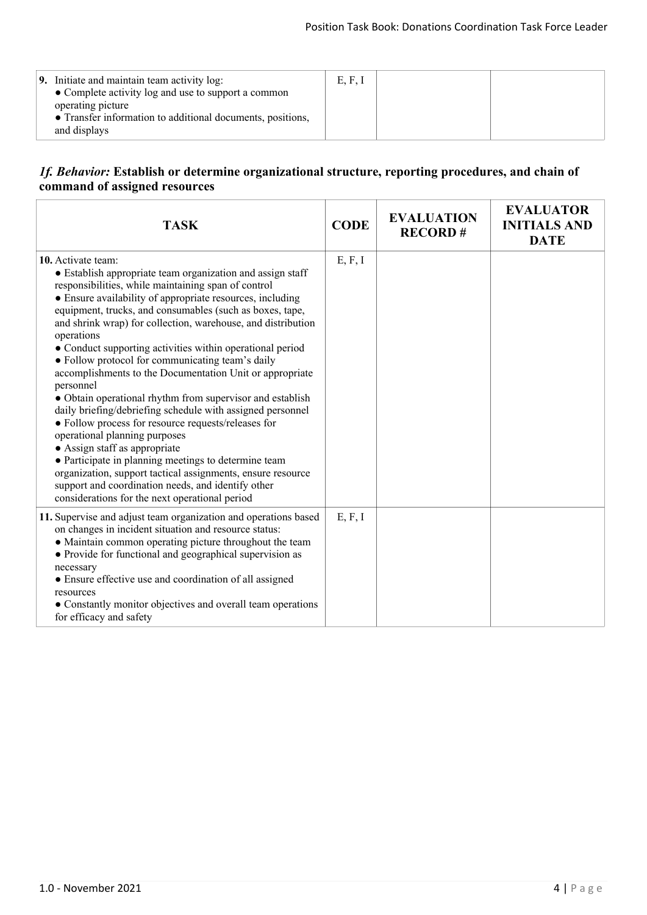| | | | |
|---|---|---|---|
| **9.** Initiate and maintain team activity log:<br>● Complete activity log and use to support a common operating picture<br>● Transfer information to additional documents, positions, and displays | E, F, I | | |

### *1f. Behavior:* **Establish or determine organizational structure, reporting procedures, and chain of command of assigned resources**

| TASK | CODE | EVALUATION RECORD # | EVALUATOR INITIALS AND DATE |
|---|---|---|---|
| **10.** Activate team:<br>● Establish appropriate team organization and assign staff responsibilities, while maintaining span of control<br>● Ensure availability of appropriate resources, including equipment, trucks, and consumables (such as boxes, tape, and shrink wrap) for collection, warehouse, and distribution operations<br>● Conduct supporting activities within operational period<br>● Follow protocol for communicating team's daily accomplishments to the Documentation Unit or appropriate personnel<br>● Obtain operational rhythm from supervisor and establish daily briefing/debriefing schedule with assigned personnel<br>● Follow process for resource requests/releases for operational planning purposes<br>● Assign staff as appropriate<br>● Participate in planning meetings to determine team organization, support tactical assignments, ensure resource support and coordination needs, and identify other considerations for the next operational period | E, F, I | | |
| **11.** Supervise and adjust team organization and operations based on changes in incident situation and resource status:<br>● Maintain common operating picture throughout the team<br>● Provide for functional and geographical supervision as necessary<br>● Ensure effective use and coordination of all assigned resources<br>● Constantly monitor objectives and overall team operations for efficacy and safety | E, F, I | | |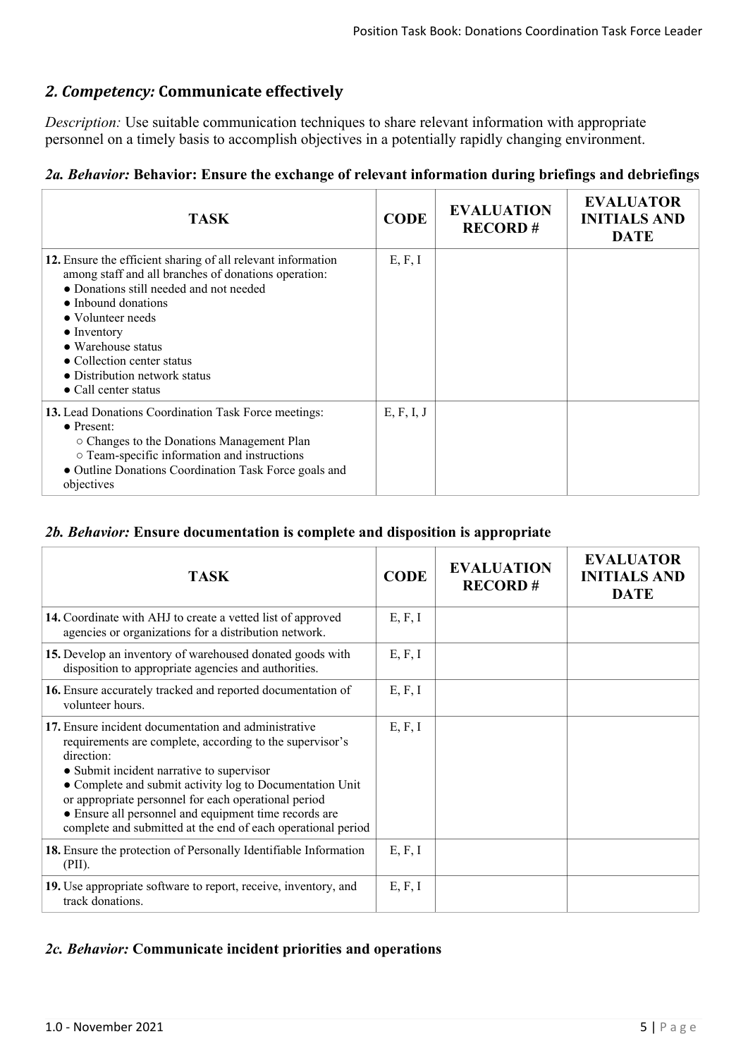## *2. Competency:* Communicate effectively

*Description:* Use suitable communication techniques to share relevant information with appropriate personnel on a timely basis to accomplish objectives in a potentially rapidly changing environment.

### *2a. Behavior:* Behavior: Ensure the exchange of relevant information during briefings and debriefings

| TASK | CODE | EVALUATION RECORD # | EVALUATOR INITIALS AND DATE |
|---|---|---|---|
| **12.** Ensure the efficient sharing of all relevant information among staff and all branches of donations operation:<br>● Donations still needed and not needed<br>● Inbound donations<br>● Volunteer needs<br>● Inventory<br>● Warehouse status<br>● Collection center status<br>● Distribution network status<br>● Call center status | E, F, I | | |
| **13.** Lead Donations Coordination Task Force meetings:<br>● Present:<br>○ Changes to the Donations Management Plan<br>○ Team-specific information and instructions<br>● Outline Donations Coordination Task Force goals and objectives | E, F, I, J | | |

### *2b. Behavior:* Ensure documentation is complete and disposition is appropriate

| TASK | CODE | EVALUATION RECORD # | EVALUATOR INITIALS AND DATE |
|---|---|---|---|
| **14.** Coordinate with AHJ to create a vetted list of approved agencies or organizations for a distribution network. | E, F, I | | |
| **15.** Develop an inventory of warehoused donated goods with disposition to appropriate agencies and authorities. | E, F, I | | |
| **16.** Ensure accurately tracked and reported documentation of volunteer hours. | E, F, I | | |
| **17.** Ensure incident documentation and administrative requirements are complete, according to the supervisor's direction:<br>● Submit incident narrative to supervisor<br>● Complete and submit activity log to Documentation Unit or appropriate personnel for each operational period<br>● Ensure all personnel and equipment time records are complete and submitted at the end of each operational period | E, F, I | | |
| **18.** Ensure the protection of Personally Identifiable Information (PII). | E, F, I | | |
| **19.** Use appropriate software to report, receive, inventory, and track donations. | E, F, I | | |

### *2c. Behavior:* Communicate incident priorities and operations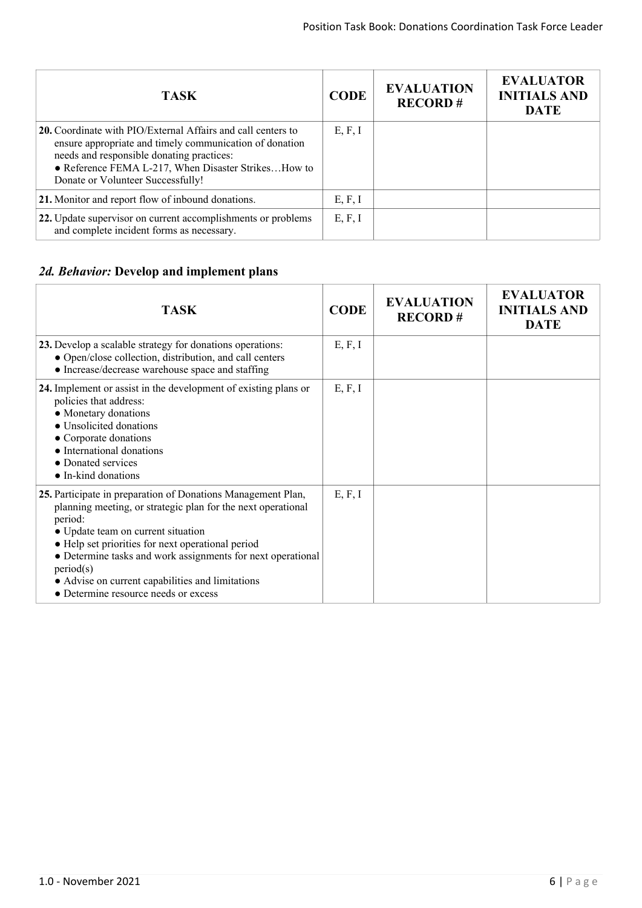| TASK | CODE | EVALUATION RECORD # | EVALUATOR INITIALS AND DATE |
|---|---|---|---|
| **20.** Coordinate with PIO/External Affairs and call centers to ensure appropriate and timely communication of donation needs and responsible donating practices:<br>● Reference FEMA L-217, When Disaster Strikes…How to Donate or Volunteer Successfully! | E, F, I | | |
| **21.** Monitor and report flow of inbound donations. | E, F, I | | |
| **22.** Update supervisor on current accomplishments or problems and complete incident forms as necessary. | E, F, I | | |

## *2d. Behavior:* Develop and implement plans

| TASK | CODE | EVALUATION RECORD # | EVALUATOR INITIALS AND DATE |
|---|---|---|---|
| **23.** Develop a scalable strategy for donations operations:<br>● Open/close collection, distribution, and call centers<br>● Increase/decrease warehouse space and staffing | E, F, I | | |
| **24.** Implement or assist in the development of existing plans or policies that address:<br>● Monetary donations<br>● Unsolicited donations<br>● Corporate donations<br>● International donations<br>● Donated services<br>● In-kind donations | E, F, I | | |
| **25.** Participate in preparation of Donations Management Plan, planning meeting, or strategic plan for the next operational period:<br>● Update team on current situation<br>● Help set priorities for next operational period<br>● Determine tasks and work assignments for next operational period(s)<br>● Advise on current capabilities and limitations<br>● Determine resource needs or excess | E, F, I | | |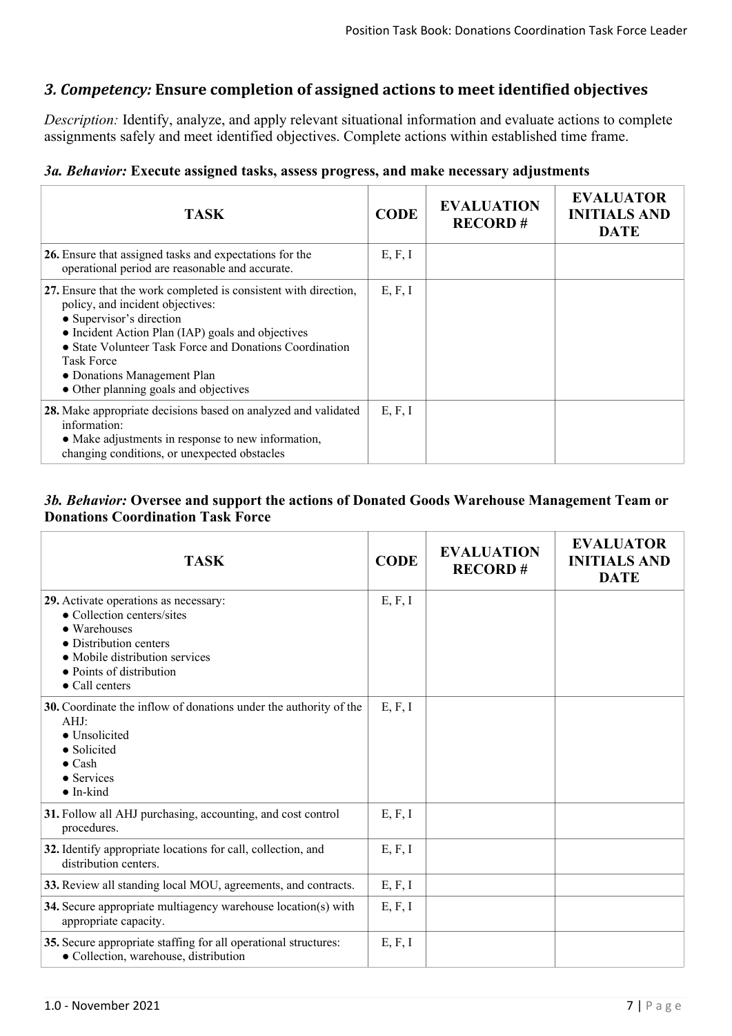## *3. Competency:* Ensure completion of assigned actions to meet identified objectives

*Description:* Identify, analyze, and apply relevant situational information and evaluate actions to complete assignments safely and meet identified objectives. Complete actions within established time frame.

### *3a. Behavior:* Execute assigned tasks, assess progress, and make necessary adjustments

| TASK | CODE | EVALUATION RECORD # | EVALUATOR INITIALS AND DATE |
|---|---|---|---|
| **26.** Ensure that assigned tasks and expectations for the operational period are reasonable and accurate. | E, F, I | | |
| **27.** Ensure that the work completed is consistent with direction, policy, and incident objectives:<br>● Supervisor's direction<br>● Incident Action Plan (IAP) goals and objectives<br>● State Volunteer Task Force and Donations Coordination Task Force<br>● Donations Management Plan<br>● Other planning goals and objectives | E, F, I | | |
| **28.** Make appropriate decisions based on analyzed and validated information:<br>● Make adjustments in response to new information, changing conditions, or unexpected obstacles | E, F, I | | |

### *3b. Behavior:* Oversee and support the actions of Donated Goods Warehouse Management Team or Donations Coordination Task Force

| TASK | CODE | EVALUATION RECORD # | EVALUATOR INITIALS AND DATE |
|---|---|---|---|
| **29.** Activate operations as necessary:<br>● Collection centers/sites<br>● Warehouses<br>● Distribution centers<br>● Mobile distribution services<br>● Points of distribution<br>● Call centers | E, F, I | | |
| **30.** Coordinate the inflow of donations under the authority of the AHJ:<br>● Unsolicited<br>● Solicited<br>● Cash<br>● Services<br>● In-kind | E, F, I | | |
| **31.** Follow all AHJ purchasing, accounting, and cost control procedures. | E, F, I | | |
| **32.** Identify appropriate locations for call, collection, and distribution centers. | E, F, I | | |
| **33.** Review all standing local MOU, agreements, and contracts. | E, F, I | | |
| **34.** Secure appropriate multiagency warehouse location(s) with appropriate capacity. | E, F, I | | |
| **35.** Secure appropriate staffing for all operational structures:<br>● Collection, warehouse, distribution | E, F, I | | |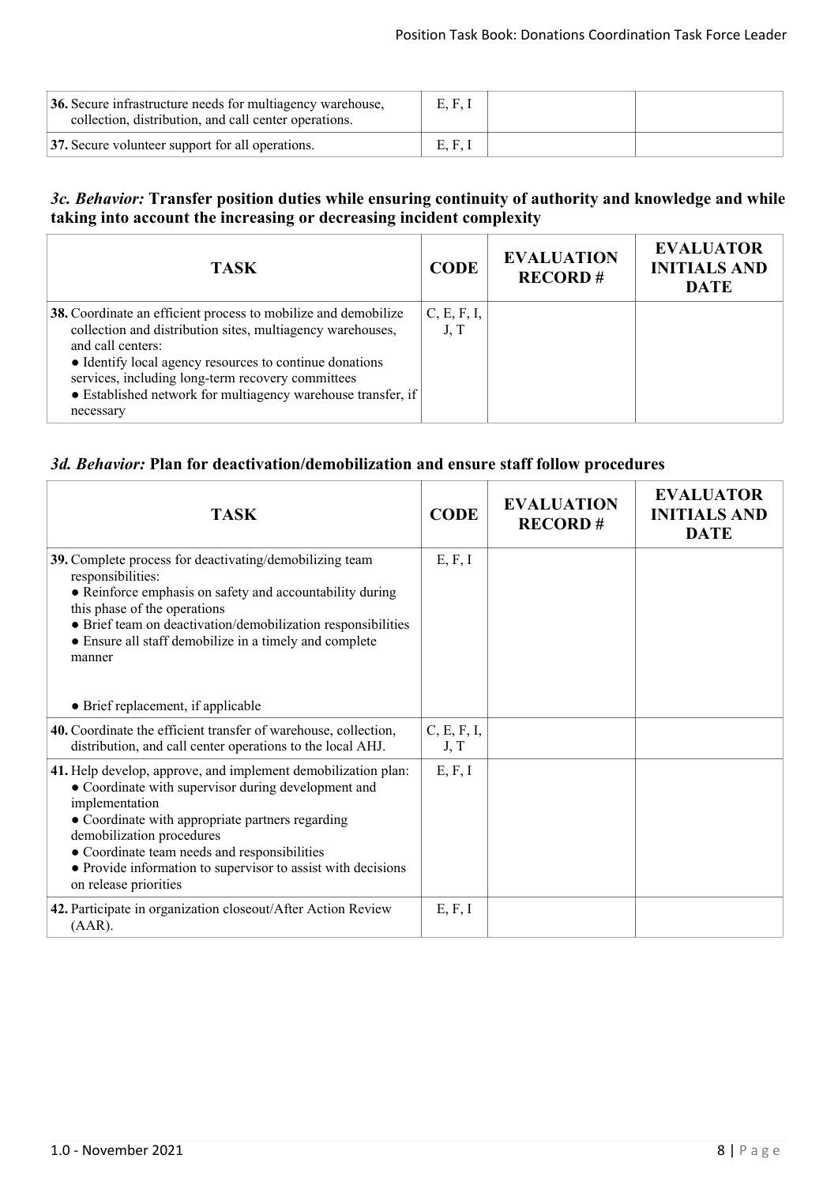| TASK | CODE | EVALUATION RECORD # | EVALUATOR INITIALS AND DATE |
|---|---|---|---|
| **36.** Secure infrastructure needs for multiagency warehouse, collection, distribution, and call center operations. | E, F, I | | |
| **37.** Secure volunteer support for all operations. | E, F, I | | |

### *3c. Behavior:* Transfer position duties while ensuring continuity of authority and knowledge and while taking into account the increasing or decreasing incident complexity

| TASK | CODE | EVALUATION RECORD # | EVALUATOR INITIALS AND DATE |
|---|---|---|---|
| **38.** Coordinate an efficient process to mobilize and demobilize collection and distribution sites, multiagency warehouses, and call centers:<br>• Identify local agency resources to continue donations services, including long-term recovery committees<br>• Established network for multiagency warehouse transfer, if necessary | C, E, F, I, J, T | | |

### *3d. Behavior:* Plan for deactivation/demobilization and ensure staff follow procedures

| TASK | CODE | EVALUATION RECORD # | EVALUATOR INITIALS AND DATE |
|---|---|---|---|
| **39.** Complete process for deactivating/demobilizing team responsibilities:<br>• Reinforce emphasis on safety and accountability during this phase of the operations<br>• Brief team on deactivation/demobilization responsibilities<br>• Ensure all staff demobilize in a timely and complete manner<br>• Brief replacement, if applicable | E, F, I | | |
| **40.** Coordinate the efficient transfer of warehouse, collection, distribution, and call center operations to the local AHJ. | C, E, F, I, J, T | | |
| **41.** Help develop, approve, and implement demobilization plan:<br>• Coordinate with supervisor during development and implementation<br>• Coordinate with appropriate partners regarding demobilization procedures<br>• Coordinate team needs and responsibilities<br>• Provide information to supervisor to assist with decisions on release priorities | E, F, I | | |
| **42.** Participate in organization closeout/After Action Review (AAR). | E, F, I | | |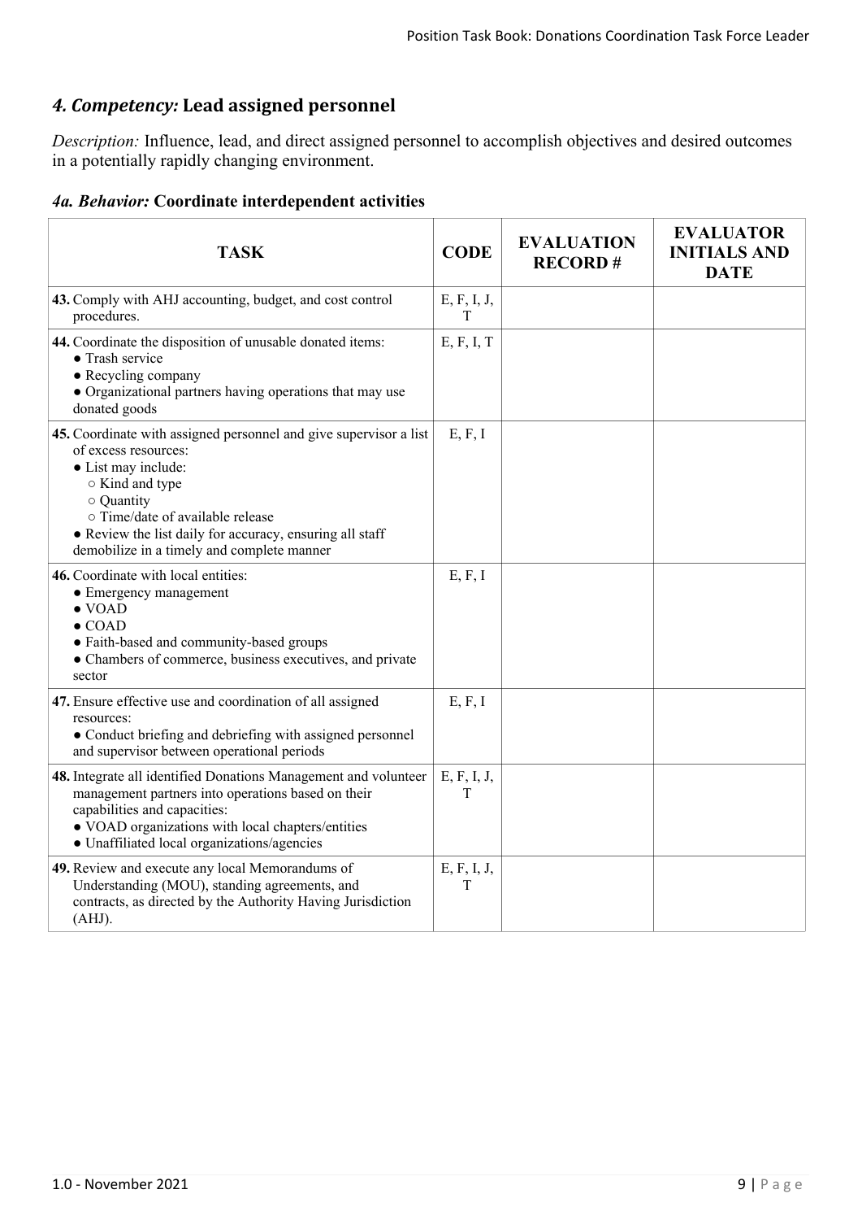## *4. Competency:* Lead assigned personnel

*Description:* Influence, lead, and direct assigned personnel to accomplish objectives and desired outcomes in a potentially rapidly changing environment.

### *4a. Behavior:* Coordinate interdependent activities

| TASK | CODE | EVALUATION RECORD # | EVALUATOR INITIALS AND DATE |
|---|---|---|---|
| **43.** Comply with AHJ accounting, budget, and cost control procedures. | E, F, I, J, T | | |
| **44.** Coordinate the disposition of unusable donated items:<br>● Trash service<br>● Recycling company<br>● Organizational partners having operations that may use donated goods | E, F, I, T | | |
| **45.** Coordinate with assigned personnel and give supervisor a list of excess resources:<br>● List may include:<br>○ Kind and type<br>○ Quantity<br>○ Time/date of available release<br>● Review the list daily for accuracy, ensuring all staff demobilize in a timely and complete manner | E, F, I | | |
| **46.** Coordinate with local entities:<br>● Emergency management<br>● VOAD<br>● COAD<br>● Faith-based and community-based groups<br>● Chambers of commerce, business executives, and private sector | E, F, I | | |
| **47.** Ensure effective use and coordination of all assigned resources:<br>● Conduct briefing and debriefing with assigned personnel and supervisor between operational periods | E, F, I | | |
| **48.** Integrate all identified Donations Management and volunteer management partners into operations based on their capabilities and capacities:<br>● VOAD organizations with local chapters/entities<br>● Unaffiliated local organizations/agencies | E, F, I, J, T | | |
| **49.** Review and execute any local Memorandums of Understanding (MOU), standing agreements, and contracts, as directed by the Authority Having Jurisdiction (AHJ). | E, F, I, J, T | | |